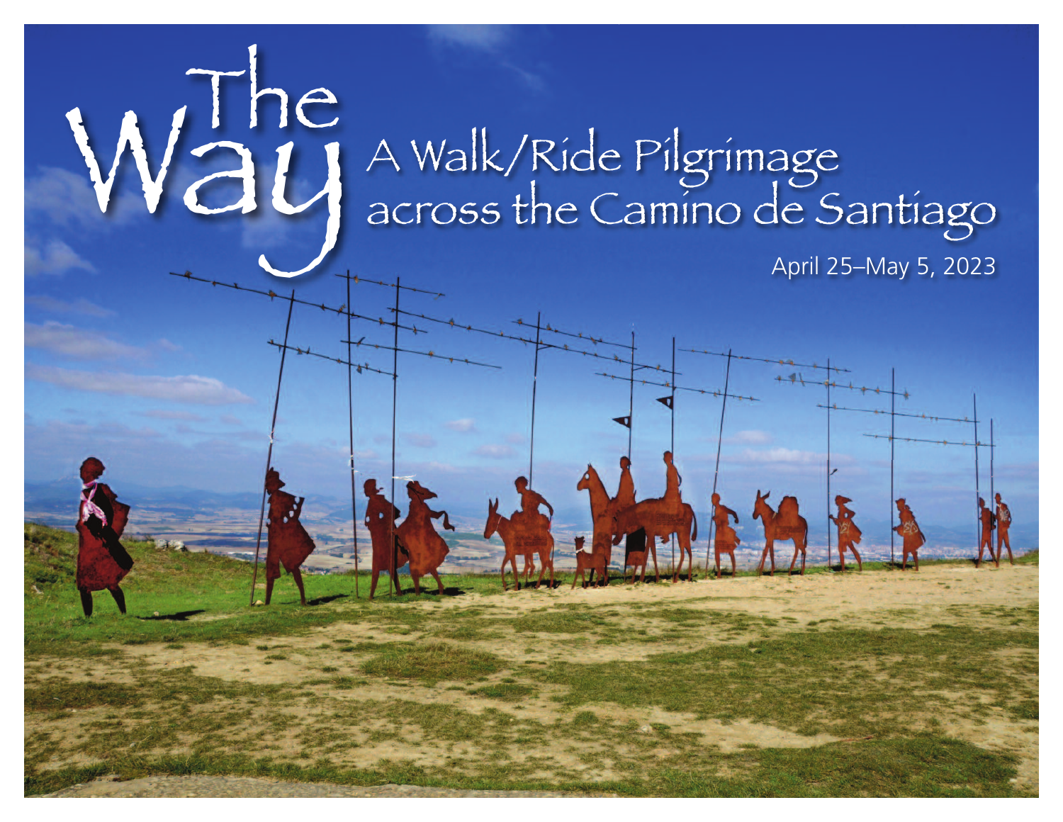# The Way

## A Walk/Ride Pilgrimage across the Camino de Santiago

April 25–May 5, 2023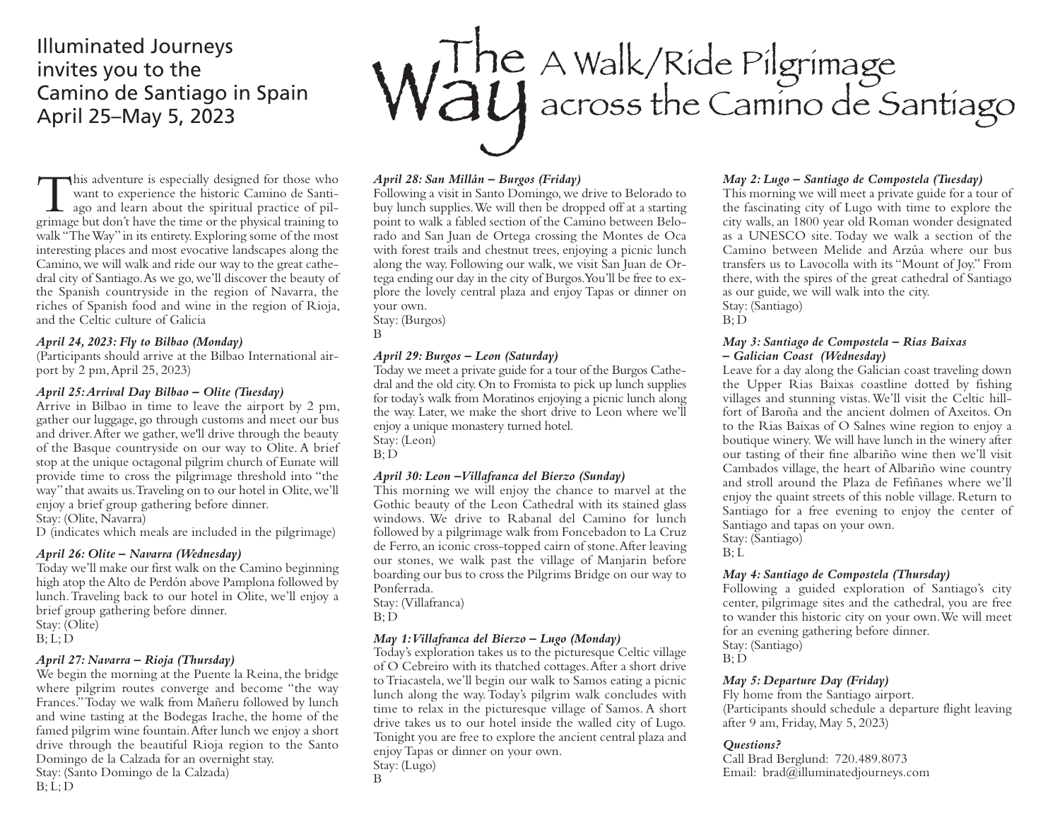Illuminated Journeys invites you to the Camino de Santiago in Spain April 25–May 5, 2023

# The Way A Walk/Ride Pilgrimage across the Camino de Santiago

This adventure is especially designed for those who want to experience the historic Camino de Santiago and learn about the spiritual practice of pilgrimage but don't have the time or the physical training to walk "The Way" in its entirety. Exploring some of the most interesting places and most evocative landscapes along the Camino, we will walk and ride our way to the great cathedral city of Santiago. As we go, we'll discover the beauty of the Spanish countryside in the region of Navarra, the riches of Spanish food and wine in the region of Rioja, and the Celtic culture of Galicia

***April 24, 2023: Fly to Bilbao (Monday)***
(Participants should arrive at the Bilbao International airport by 2 pm, April 25, 2023)

***April 25: Arrival Day Bilbao – Olite (Tuesday)***
Arrive in Bilbao in time to leave the airport by 2 pm, gather our luggage, go through customs and meet our bus and driver. After we gather, we'll drive through the beauty of the Basque countryside on our way to Olite. A brief stop at the unique octagonal pilgrim church of Eunate will provide time to cross the pilgrimage threshold into "the way" that awaits us. Traveling on to our hotel in Olite, we'll enjoy a brief group gathering before dinner.
Stay: (Olite, Navarra)
D (indicates which meals are included in the pilgrimage)

***April 26: Olite – Navarra (Wednesday)***
Today we'll make our first walk on the Camino beginning high atop the Alto de Perdón above Pamplona followed by lunch. Traveling back to our hotel in Olite, we'll enjoy a brief group gathering before dinner.
Stay: (Olite)
B; L; D

***April 27: Navarra – Rioja (Thursday)***
We begin the morning at the Puente la Reina, the bridge where pilgrim routes converge and become "the way Frances." Today we walk from Mañeru followed by lunch and wine tasting at the Bodegas Irache, the home of the famed pilgrim wine fountain. After lunch we enjoy a short drive through the beautiful Rioja region to the Santo Domingo de la Calzada for an overnight stay.
Stay: (Santo Domingo de la Calzada)
B; L; D

***April 28: San Millán – Burgos (Friday)***
Following a visit in Santo Domingo, we drive to Belorado to buy lunch supplies. We will then be dropped off at a starting point to walk a fabled section of the Camino between Belorado and San Juan de Ortega crossing the Montes de Oca with forest trails and chestnut trees, enjoying a picnic lunch along the way. Following our walk, we visit San Juan de Ortega ending our day in the city of Burgos. You'll be free to explore the lovely central plaza and enjoy Tapas or dinner on your own.
Stay: (Burgos)
B

***April 29: Burgos – Leon (Saturday)***
Today we meet a private guide for a tour of the Burgos Cathedral and the old city. On to Fromista to pick up lunch supplies for today's walk from Moratinos enjoying a picnic lunch along the way. Later, we make the short drive to Leon where we'll enjoy a unique monastery turned hotel.
Stay: (Leon)
B; D

***April 30: Leon –Villafranca del Bierzo (Sunday)***
This morning we will enjoy the chance to marvel at the Gothic beauty of the Leon Cathedral with its stained glass windows. We drive to Rabanal del Camino for lunch followed by a pilgrimage walk from Foncebadon to La Cruz de Ferro, an iconic cross-topped cairn of stone. After leaving our stones, we walk past the village of Manjarin before boarding our bus to cross the Pilgrims Bridge on our way to Ponferrada.
Stay: (Villafranca)
B; D

***May 1: Villafranca del Bierzo – Lugo (Monday)***
Today's exploration takes us to the picturesque Celtic village of O Cebreiro with its thatched cottages. After a short drive to Triacastela, we'll begin our walk to Samos eating a picnic lunch along the way. Today's pilgrim walk concludes with time to relax in the picturesque village of Samos. A short drive takes us to our hotel inside the walled city of Lugo. Tonight you are free to explore the ancient central plaza and enjoy Tapas or dinner on your own.
Stay: (Lugo)
B

***May 2: Lugo – Santiago de Compostela (Tuesday)***
This morning we will meet a private guide for a tour of the fascinating city of Lugo with time to explore the city walls, an 1800 year old Roman wonder designated as a UNESCO site. Today we walk a section of the Camino between Melide and Arzúa where our bus transfers us to Lavocolla with its "Mount of Joy." From there, with the spires of the great cathedral of Santiago as our guide, we will walk into the city.
Stay: (Santiago)
B; D

***May 3: Santiago de Compostela – Rias Baixas – Galician Coast (Wednesday)***
Leave for a day along the Galician coast traveling down the Upper Rias Baixas coastline dotted by fishing villages and stunning vistas. We'll visit the Celtic hillfort of Baroña and the ancient dolmen of Axeitos. On to the Rias Baixas of O Salnes wine region to enjoy a boutique winery. We will have lunch in the winery after our tasting of their fine albariño wine then we'll visit Cambados village, the heart of Albariño wine country and stroll around the Plaza de Fefiñanes where we'll enjoy the quaint streets of this noble village. Return to Santiago for a free evening to enjoy the center of Santiago and tapas on your own.
Stay: (Santiago)
B; L

***May 4: Santiago de Compostela (Thursday)***
Following a guided exploration of Santiago's city center, pilgrimage sites and the cathedral, you are free to wander this historic city on your own. We will meet for an evening gathering before dinner.
Stay: (Santiago)
B; D

***May 5: Departure Day (Friday)***
Fly home from the Santiago airport.
(Participants should schedule a departure flight leaving after 9 am, Friday, May 5, 2023)

***Questions?***
Call Brad Berglund: 720.489.8073
Email: brad@illuminatedjourneys.com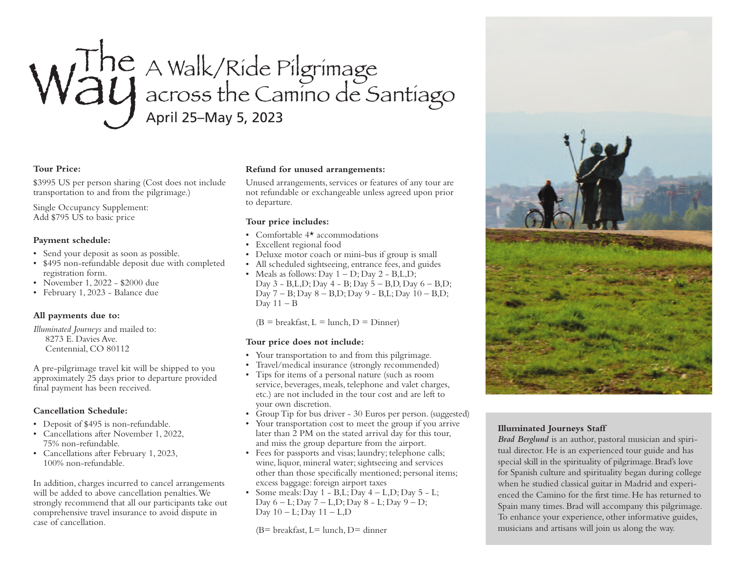# The Way A Walk/Ride Pilgrimage across the Camino de Santiago

## April 25–May 5, 2023

**Tour Price:**

$3995 US per person sharing (Cost does not include transportation to and from the pilgrimage.)

Single Occupancy Supplement:
Add $795 US to basic price

**Payment schedule:**

- Send your deposit as soon as possible.
- $495 non-refundable deposit due with completed registration form.
- November 1, 2022 - $2000 due
- February 1, 2023 - Balance due

**All payments due to:**

*Illuminated Journeys* and mailed to:
8273 E. Davies Ave.
Centennial, CO 80112

A pre-pilgrimage travel kit will be shipped to you approximately 25 days prior to departure provided final payment has been received.

**Cancellation Schedule:**

- Deposit of $495 is non-refundable.
- Cancellations after November 1, 2022, 75% non-refundable.
- Cancellations after February 1, 2023, 100% non-refundable.

In addition, charges incurred to cancel arrangements will be added to above cancellation penalties. We strongly recommend that all our participants take out comprehensive travel insurance to avoid dispute in case of cancellation.

**Refund for unused arrangements:**

Unused arrangements, services or features of any tour are not refundable or exchangeable unless agreed upon prior to departure.

**Tour price includes:**

- Comfortable 4* accommodations
- Excellent regional food
- Deluxe motor coach or mini-bus if group is small
- All scheduled sightseeing, entrance fees, and guides
- Meals as follows: Day 1 – D; Day 2 - B,L,D; Day 3 - B,L,D; Day 4 - B; Day 5 – B,D, Day 6 – B,D; Day 7 – B; Day 8 – B,D; Day 9 - B,L; Day 10 – B,D; Day 11 – B

(B = breakfast, L = lunch, D = Dinner)

**Tour price does not include:**

- Your transportation to and from this pilgrimage.
- Travel/medical insurance (strongly recommended)
- Tips for items of a personal nature (such as room service, beverages, meals, telephone and valet charges, etc.) are not included in the tour cost and are left to your own discretion.
- Group Tip for bus driver - 30 Euros per person. (suggested)
- Your transportation cost to meet the group if you arrive later than 2 PM on the stated arrival day for this tour, and miss the group departure from the airport.
- Fees for passports and visas; laundry; telephone calls; wine, liquor, mineral water; sightseeing and services other than those specifically mentioned; personal items; excess baggage: foreign airport taxes
- Some meals: Day 1 - B,L; Day 4 – L,D; Day 5 - L; Day 6 – L; Day 7 – L,D; Day 8 - L; Day 9 – D; Day 10 – L; Day 11 – L,D

(B= breakfast, L= lunch, D= dinner

**Illuminated Journeys Staff**

***Brad Berglund*** is an author, pastoral musician and spiritual director. He is an experienced tour guide and has special skill in the spirituality of pilgrimage. Brad's love for Spanish culture and spirituality began during college when he studied classical guitar in Madrid and experienced the Camino for the first time. He has returned to Spain many times. Brad will accompany this pilgrimage. To enhance your experience, other informative guides, musicians and artisans will join us along the way.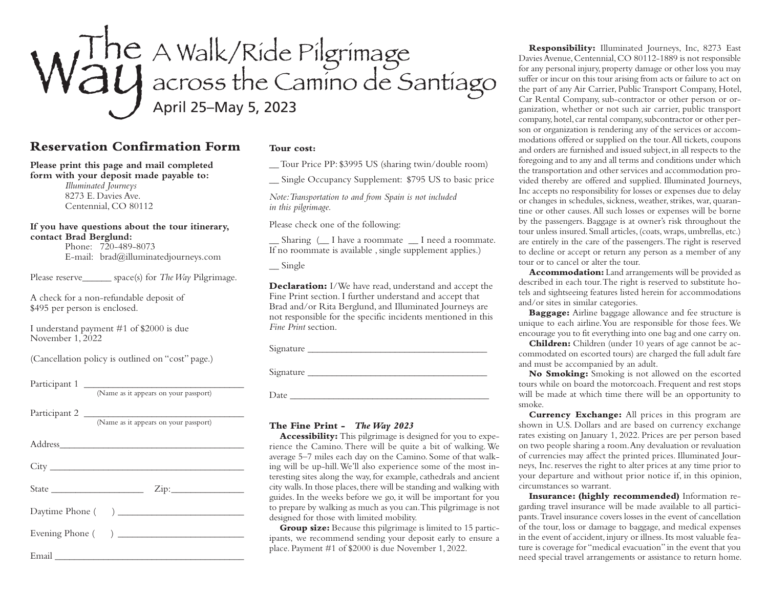# The Way — A Walk/Ride Pilgrimage across the Camino de Santiago

April 25–May 5, 2023

## Reservation Confirmation Form

**Please print this page and mail completed form with your deposit made payable to:**

*Illuminated Journeys*
8273 E. Davies Ave.
Centennial, CO 80112

**If you have questions about the tour itinerary, contact Brad Berglund:**

Phone: 720-489-8073
E-mail: brad@illuminatedjourneys.com

Please reserve______ space(s) for *The Way* Pilgrimage.

A check for a non-refundable deposit of $495 per person is enclosed.

I understand payment #1 of $2000 is due November 1, 2022

(Cancellation policy is outlined on "cost" page.)

Participant 1 ________________________________
(Name as it appears on your passport)

Participant 2 ________________________________
(Name as it appears on your passport)

Address______________________________________

City ________________________________________

State __________________ Zip:______________

Daytime Phone ( ) __________________________

Evening Phone ( ) __________________________

Email _______________________________________

**Tour cost:**

__ Tour Price PP: $3995 US (sharing twin/double room)

__ Single Occupancy Supplement: $795 US to basic price

*Note: Transportation to and from Spain is not included in this pilgrimage.*

Please check one of the following:

__ Sharing (__ I have a roommate __ I need a roommate. If no roommate is available , single supplement applies.)

__ Single

**Declaration:** I/We have read, understand and accept the Fine Print section. I further understand and accept that Brad and/or Rita Berglund, and Illuminated Journeys are not responsible for the specific incidents mentioned in this *Fine Print* section.

Signature ____________________________________

Signature ____________________________________

Date ________________________________________

### The Fine Print - *The Way 2023*

**Accessibility:** This pilgrimage is designed for you to experience the Camino. There will be quite a bit of walking. We average 5–7 miles each day on the Camino. Some of that walking will be up-hill. We'll also experience some of the most interesting sites along the way, for example, cathedrals and ancient city walls. In those places, there will be standing and walking with guides. In the weeks before we go, it will be important for you to prepare by walking as much as you can. This pilgrimage is not designed for those with limited mobility.

**Group size:** Because this pilgrimage is limited to 15 participants, we recommend sending your deposit early to ensure a place. Payment #1 of $2000 is due November 1, 2022.

**Responsibility:** Illuminated Journeys, Inc, 8273 East Davies Avenue, Centennial, CO 80112-1889 is not responsible for any personal injury, property damage or other loss you may suffer or incur on this tour arising from acts or failure to act on the part of any Air Carrier, Public Transport Company, Hotel, Car Rental Company, sub-contractor or other person or organization, whether or not such air carrier, public transport company, hotel, car rental company, subcontractor or other person or organization is rendering any of the services or accommodations offered or supplied on the tour. All tickets, coupons and orders are furnished and issued subject, in all respects to the foregoing and to any and all terms and conditions under which the transportation and other services and accommodation provided thereby are offered and supplied. Illuminated Journeys, Inc accepts no responsibility for losses or expenses due to delay or changes in schedules, sickness, weather, strikes, war, quarantine or other causes. All such losses or expenses will be borne by the passengers. Baggage is at owner's risk throughout the tour unless insured. Small articles, (coats, wraps, umbrellas, etc.) are entirely in the care of the passengers. The right is reserved to decline or accept or return any person as a member of any tour or to cancel or alter the tour.

**Accommodation:** Land arrangements will be provided as described in each tour. The right is reserved to substitute hotels and sightseeing features listed herein for accommodations and/or sites in similar categories.

**Baggage:** Airline baggage allowance and fee structure is unique to each airline. You are responsible for those fees. We encourage you to fit everything into one bag and one carry on.

**Children:** Children (under 10 years of age cannot be accommodated on escorted tours) are charged the full adult fare and must be accompanied by an adult.

**No Smoking:** Smoking is not allowed on the escorted tours while on board the motorcoach. Frequent and rest stops will be made at which time there will be an opportunity to smoke.

**Currency Exchange:** All prices in this program are shown in U.S. Dollars and are based on currency exchange rates existing on January 1, 2022. Prices are per person based on two people sharing a room. Any devaluation or revaluation of currencies may affect the printed prices. Illuminated Journeys, Inc. reserves the right to alter prices at any time prior to your departure and without prior notice if, in this opinion, circumstances so warrant.

**Insurance: (highly recommended)** Information regarding travel insurance will be made available to all participants. Travel insurance covers losses in the event of cancellation of the tour, loss or damage to baggage, and medical expenses in the event of accident, injury or illness. Its most valuable feature is coverage for "medical evacuation" in the event that you need special travel arrangements or assistance to return home.